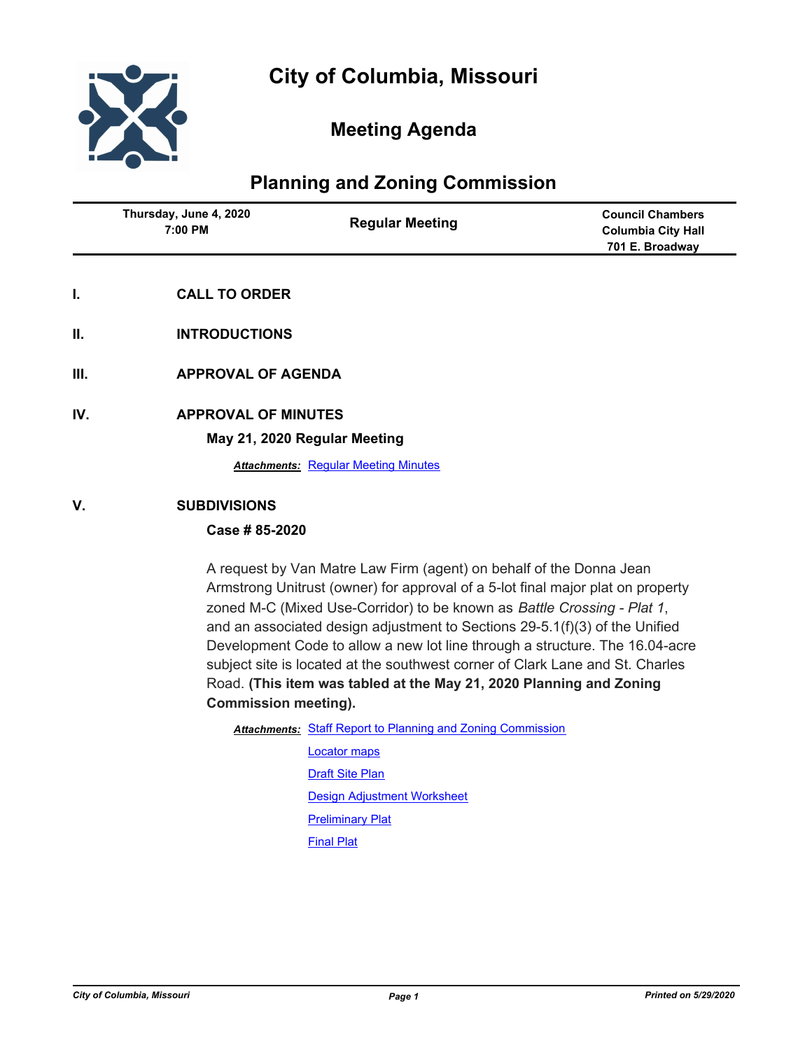# City of Columbia, Missouri

## Meeting Agenda

## Planning and Zoning Commission

| Thursday, June 4, 2020 7:00 PM | Regular Meeting | Council Chambers Columbia City Hall 701 E. Broadway |
|---|---|---|

**I. CALL TO ORDER**

**II. INTRODUCTIONS**

**III. APPROVAL OF AGENDA**

**IV. APPROVAL OF MINUTES**

**May 21, 2020 Regular Meeting**

***Attachments:*** Regular Meeting Minutes

**V. SUBDIVISIONS**

**Case # 85-2020**

A request by Van Matre Law Firm (agent) on behalf of the Donna Jean Armstrong Unitrust (owner) for approval of a 5-lot final major plat on property zoned M-C (Mixed Use-Corridor) to be known as *Battle Crossing - Plat 1*, and an associated design adjustment to Sections 29-5.1(f)(3) of the Unified Development Code to allow a new lot line through a structure. The 16.04-acre subject site is located at the southwest corner of Clark Lane and St. Charles Road. **(This item was tabled at the May 21, 2020 Planning and Zoning Commission meeting).**

***Attachments:*** Staff Report to Planning and Zoning Commission

Locator maps

Draft Site Plan

Design Adjustment Worksheet

Preliminary Plat

Final Plat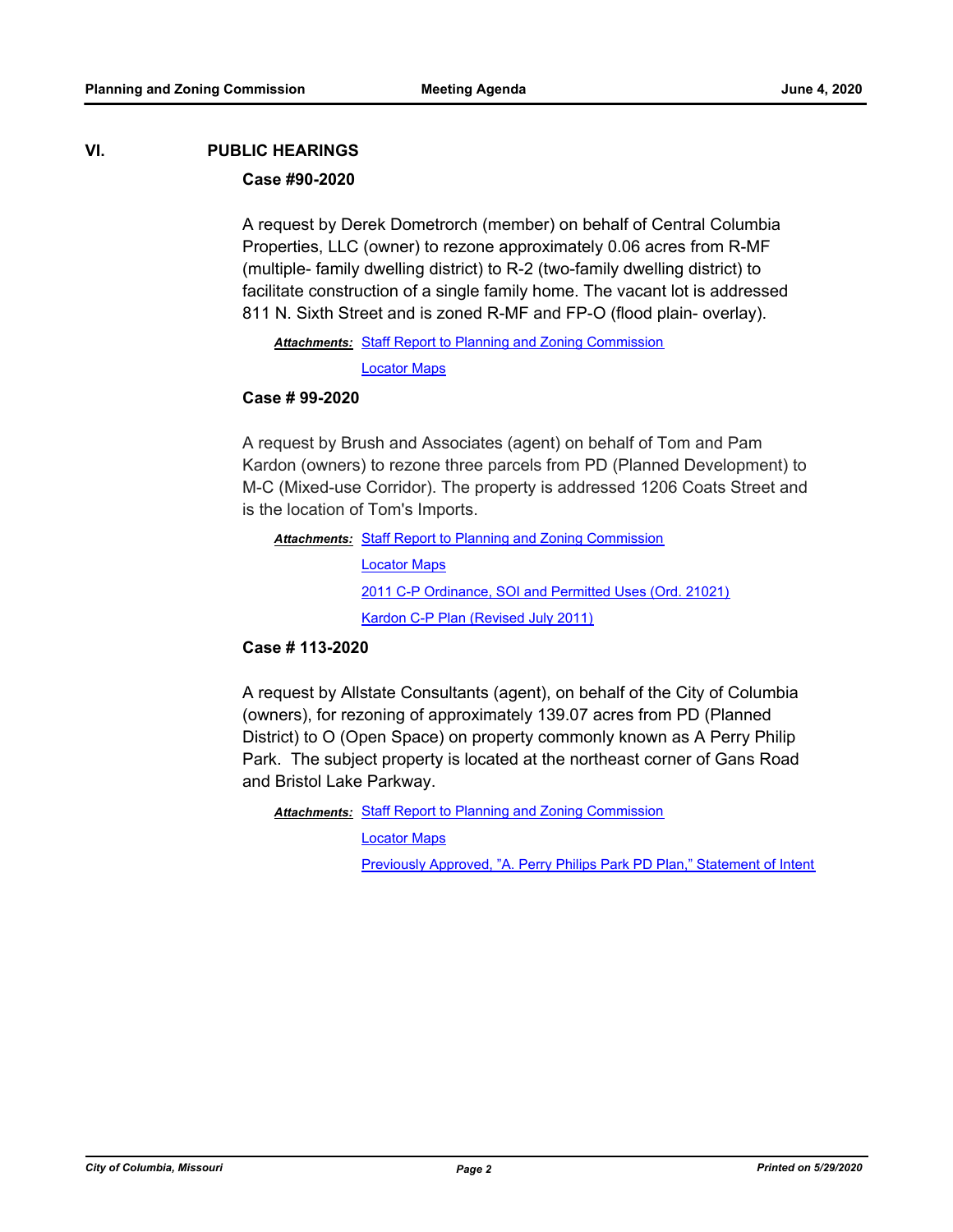## VI. PUBLIC HEARINGS

### Case #90-2020

A request by Derek Dometrorch (member) on behalf of Central Columbia Properties, LLC (owner) to rezone approximately 0.06 acres from R-MF (multiple- family dwelling district) to R-2 (two-family dwelling district) to facilitate construction of a single family home. The vacant lot is addressed 811 N. Sixth Street and is zoned R-MF and FP-O (flood plain- overlay).

***Attachments:*** Staff Report to Planning and Zoning Commission

Locator Maps

### Case # 99-2020

A request by Brush and Associates (agent) on behalf of Tom and Pam Kardon (owners) to rezone three parcels from PD (Planned Development) to M-C (Mixed-use Corridor). The property is addressed 1206 Coats Street and is the location of Tom's Imports.

***Attachments:*** Staff Report to Planning and Zoning Commission

Locator Maps

2011 C-P Ordinance, SOI and Permitted Uses (Ord. 21021)

Kardon C-P Plan (Revised July 2011)

### Case # 113-2020

A request by Allstate Consultants (agent), on behalf of the City of Columbia (owners), for rezoning of approximately 139.07 acres from PD (Planned District) to O (Open Space) on property commonly known as A Perry Philip Park. The subject property is located at the northeast corner of Gans Road and Bristol Lake Parkway.

***Attachments:*** Staff Report to Planning and Zoning Commission

Locator Maps

Previously Approved, "A. Perry Philips Park PD Plan," Statement of Intent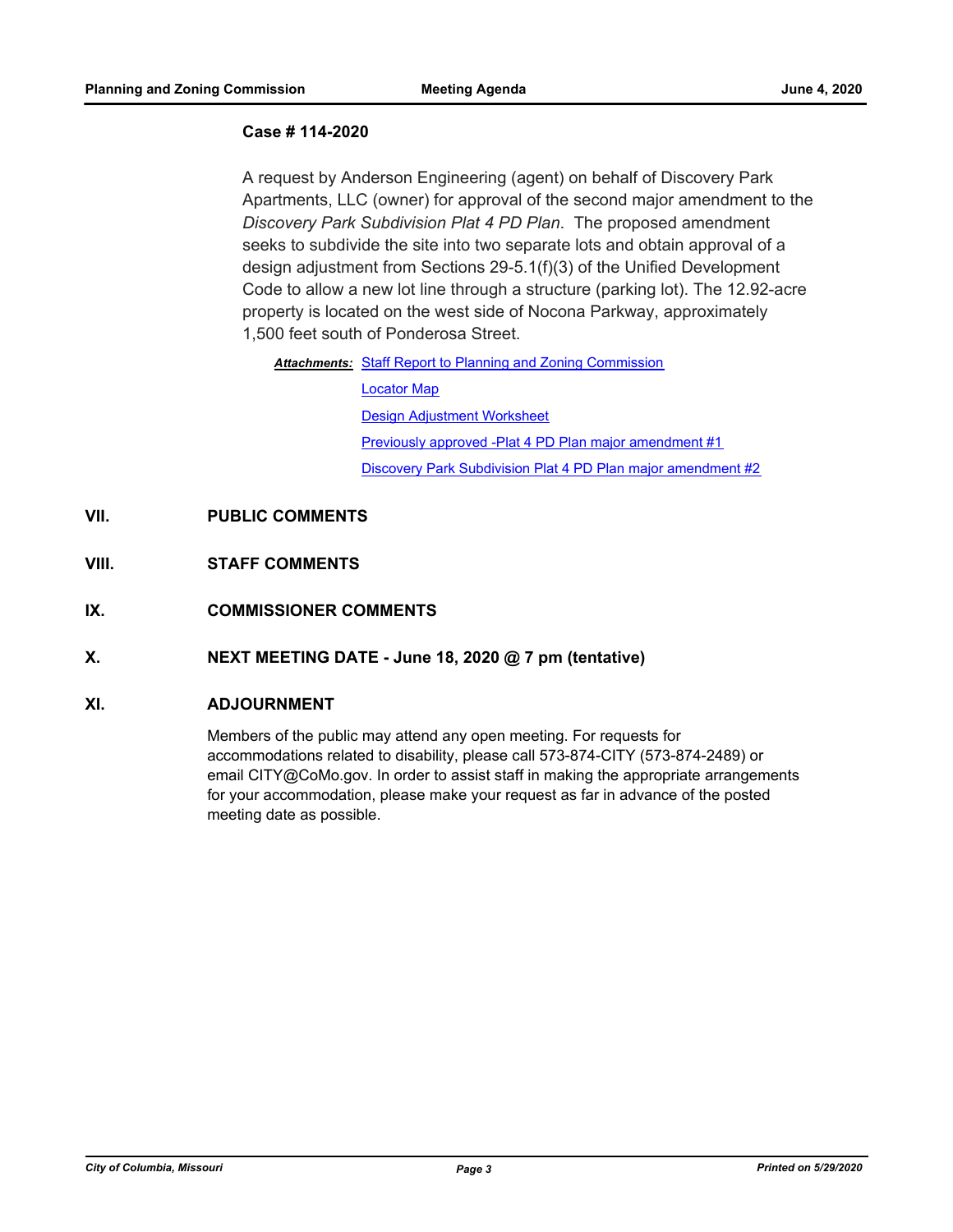**Case # 114-2020**

A request by Anderson Engineering (agent) on behalf of Discovery Park Apartments, LLC (owner) for approval of the second major amendment to the *Discovery Park Subdivision Plat 4 PD Plan*. The proposed amendment seeks to subdivide the site into two separate lots and obtain approval of a design adjustment from Sections 29-5.1(f)(3) of the Unified Development Code to allow a new lot line through a structure (parking lot). The 12.92-acre property is located on the west side of Nocona Parkway, approximately 1,500 feet south of Ponderosa Street.

***Attachments:*** Staff Report to Planning and Zoning Commission
Locator Map
Design Adjustment Worksheet
Previously approved -Plat 4 PD Plan major amendment #1
Discovery Park Subdivision Plat 4 PD Plan major amendment #2

## VII. PUBLIC COMMENTS

## VIII. STAFF COMMENTS

## IX. COMMISSIONER COMMENTS

## X. NEXT MEETING DATE - June 18, 2020 @ 7 pm (tentative)

## XI. ADJOURNMENT

Members of the public may attend any open meeting. For requests for accommodations related to disability, please call 573-874-CITY (573-874-2489) or email CITY@CoMo.gov. In order to assist staff in making the appropriate arrangements for your accommodation, please make your request as far in advance of the posted meeting date as possible.